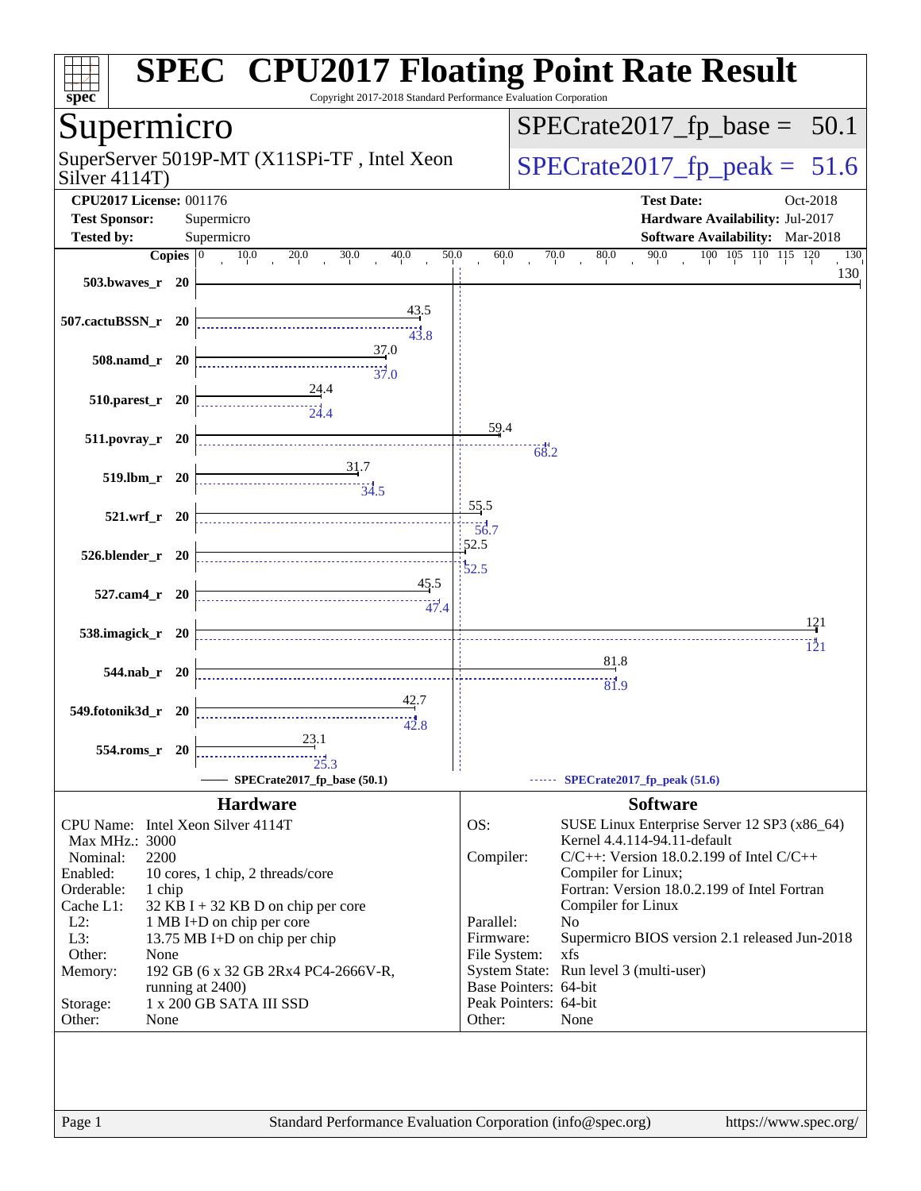# SPEC CPU2017 Floating Point Rate Result

Copyright 2017-2018 Standard Performance Evaluation Corporation

## Supermicro

SuperServer 5019P-MT (X11SPi-TF , Intel Xeon Silver 4114T)

SPECrate2017_fp_base = 50.1

SPECrate2017_fp_peak = 51.6

| | | | |
|---|---|---|---|
| **CPU2017 License:** | 001176 | **Test Date:** | Oct-2018 |
| **Test Sponsor:** | Supermicro | **Hardware Availability:** | Jul-2017 |
| **Tested by:** | Supermicro | **Software Availability:** | Mar-2018 |

| Benchmark | Copies | Base | Peak |
|---|---|---|---|
| 503.bwaves_r | 20 | 130 | 130 |
| 507.cactuBSSN_r | 20 | 43.5 | 43.8 |
| 508.namd_r | 20 | 37.0 | 37.0 |
| 510.parest_r | 20 | 24.4 | 24.4 |
| 511.povray_r | 20 | 59.4 | 68.2 |
| 519.lbm_r | 20 | 31.7 | 34.5 |
| 521.wrf_r | 20 | 55.5 | 56.7 |
| 526.blender_r | 20 | 52.5 | 52.5 |
| 527.cam4_r | 20 | 45.5 | 47.4 |
| 538.imagick_r | 20 | 121 | 121 |
| 544.nab_r | 20 | 81.8 | 81.9 |
| 549.fotonik3d_r | 20 | 42.7 | 42.8 |
| 554.roms_r | 20 | 23.1 | 25.3 |

SPECrate2017_fp_base (50.1) — SPECrate2017_fp_peak (51.6)

### Hardware

| | |
|---|---|
| CPU Name: | Intel Xeon Silver 4114T |
| Max MHz.: | 3000 |
| Nominal: | 2200 |
| Enabled: | 10 cores, 1 chip, 2 threads/core |
| Orderable: | 1 chip |
| Cache L1: | 32 KB I + 32 KB D on chip per core |
| L2: | 1 MB I+D on chip per core |
| L3: | 13.75 MB I+D on chip per chip |
| Other: | None |
| Memory: | 192 GB (6 x 32 GB 2Rx4 PC4-2666V-R, running at 2400) |
| Storage: | 1 x 200 GB SATA III SSD |
| Other: | None |

### Software

| | |
|---|---|
| OS: | SUSE Linux Enterprise Server 12 SP3 (x86_64) Kernel 4.4.114-94.11-default |
| Compiler: | C/C++: Version 18.0.2.199 of Intel C/C++ Compiler for Linux; Fortran: Version 18.0.2.199 of Intel Fortran Compiler for Linux |
| Parallel: | No |
| Firmware: | Supermicro BIOS version 2.1 released Jun-2018 |
| File System: | xfs |
| System State: | Run level 3 (multi-user) |
| Base Pointers: | 64-bit |
| Peak Pointers: | 64-bit |
| Other: | None |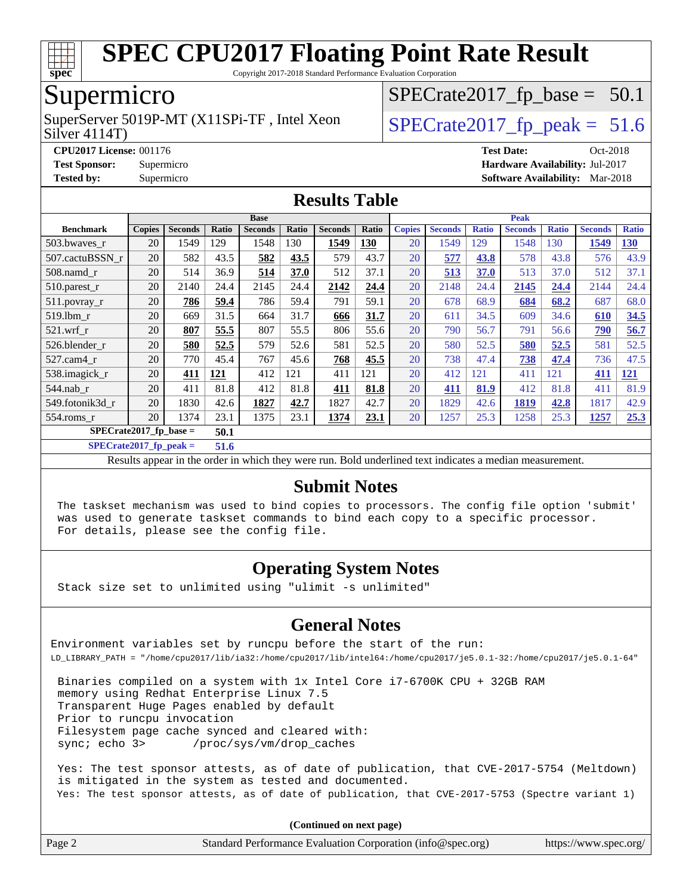# SPEC CPU2017 Floating Point Rate Result

Copyright 2017-2018 Standard Performance Evaluation Corporation

## Supermicro

SuperServer 5019P-MT (X11SPi-TF , Intel Xeon Silver 4114T)

SPECrate2017_fp_base = 50.1

SPECrate2017_fp_peak = 51.6

**CPU2017 License:** 001176
**Test Sponsor:** Supermicro
**Tested by:** Supermicro

**Test Date:** Oct-2018
**Hardware Availability:** Jul-2017
**Software Availability:** Mar-2018

## Results Table

| Benchmark | Base | | | | | | | Peak | | | | | | |
|---|---|---|---|---|---|---|---|---|---|---|---|---|---|---|
| | Copies | Seconds | Ratio | Seconds | Ratio | Seconds | Ratio | Copies | Seconds | Ratio | Seconds | Ratio | Seconds | Ratio |
| 503.bwaves_r | 20 | 1549 | 129 | 1548 | 130 | **1549** | **130** | 20 | 1549 | 129 | 1548 | 130 | **1549** | **130** |
| 507.cactuBSSN_r | 20 | 582 | 43.5 | **582** | **43.5** | 579 | 43.7 | 20 | **577** | **43.8** | 578 | 43.8 | 576 | 43.9 |
| 508.namd_r | 20 | 514 | 36.9 | **514** | **37.0** | 512 | 37.1 | 20 | **513** | **37.0** | 513 | 37.0 | 512 | 37.1 |
| 510.parest_r | 20 | 2140 | 24.4 | 2145 | 24.4 | **2142** | **24.4** | 20 | 2148 | 24.4 | **2145** | **24.4** | 2144 | 24.4 |
| 511.povray_r | 20 | **786** | **59.4** | 786 | 59.4 | 791 | 59.1 | 20 | 678 | 68.9 | **684** | **68.2** | 687 | 68.0 |
| 519.lbm_r | 20 | 669 | 31.5 | 664 | 31.7 | **666** | **31.7** | 20 | 611 | 34.5 | 609 | 34.6 | **610** | **34.5** |
| 521.wrf_r | 20 | **807** | **55.5** | 807 | 55.5 | 806 | 55.6 | 20 | 790 | 56.7 | 791 | 56.6 | **790** | **56.7** |
| 526.blender_r | 20 | **580** | **52.5** | 579 | 52.6 | 581 | 52.5 | 20 | 580 | 52.5 | **580** | **52.5** | 581 | 52.5 |
| 527.cam4_r | 20 | 770 | 45.4 | 767 | 45.6 | **768** | **45.5** | 20 | 738 | 47.4 | **738** | **47.4** | 736 | 47.5 |
| 538.imagick_r | 20 | **411** | **121** | 412 | 121 | 411 | 121 | 20 | 412 | 121 | 411 | 121 | **411** | **121** |
| 544.nab_r | 20 | 411 | 81.8 | 412 | 81.8 | **411** | **81.8** | 20 | **411** | **81.9** | 412 | 81.8 | 411 | 81.9 |
| 549.fotonik3d_r | 20 | 1830 | 42.6 | **1827** | **42.7** | 1827 | 42.7 | 20 | 1829 | 42.6 | **1819** | **42.8** | 1817 | 42.9 |
| 554.roms_r | 20 | 1374 | 23.1 | 1375 | 23.1 | **1374** | **23.1** | 20 | 1257 | 25.3 | 1258 | 25.3 | **1257** | **25.3** |

**SPECrate2017_fp_base = 50.1**

**SPECrate2017_fp_peak = 51.6**

Results appear in the order in which they were run. Bold underlined text indicates a median measurement.

## Submit Notes

```
The taskset mechanism was used to bind copies to processors. The config file option 'submit'
was used to generate taskset commands to bind each copy to a specific processor.
For details, please see the config file.
```

## Operating System Notes

```
Stack size set to unlimited using "ulimit -s unlimited"
```

## General Notes

```
Environment variables set by runcpu before the start of the run:
LD_LIBRARY_PATH = "/home/cpu2017/lib/ia32:/home/cpu2017/lib/intel64:/home/cpu2017/je5.0.1-32:/home/cpu2017/je5.0.1-64"

 Binaries compiled on a system with 1x Intel Core i7-6700K CPU + 32GB RAM
 memory using Redhat Enterprise Linux 7.5
 Transparent Huge Pages enabled by default
 Prior to runcpu invocation
 Filesystem page cache synced and cleared with:
 sync; echo 3>       /proc/sys/vm/drop_caches

 Yes: The test sponsor attests, as of date of publication, that CVE-2017-5754 (Meltdown)
 is mitigated in the system as tested and documented.
 Yes: The test sponsor attests, as of date of publication, that CVE-2017-5753 (Spectre variant 1)
```

**(Continued on next page)**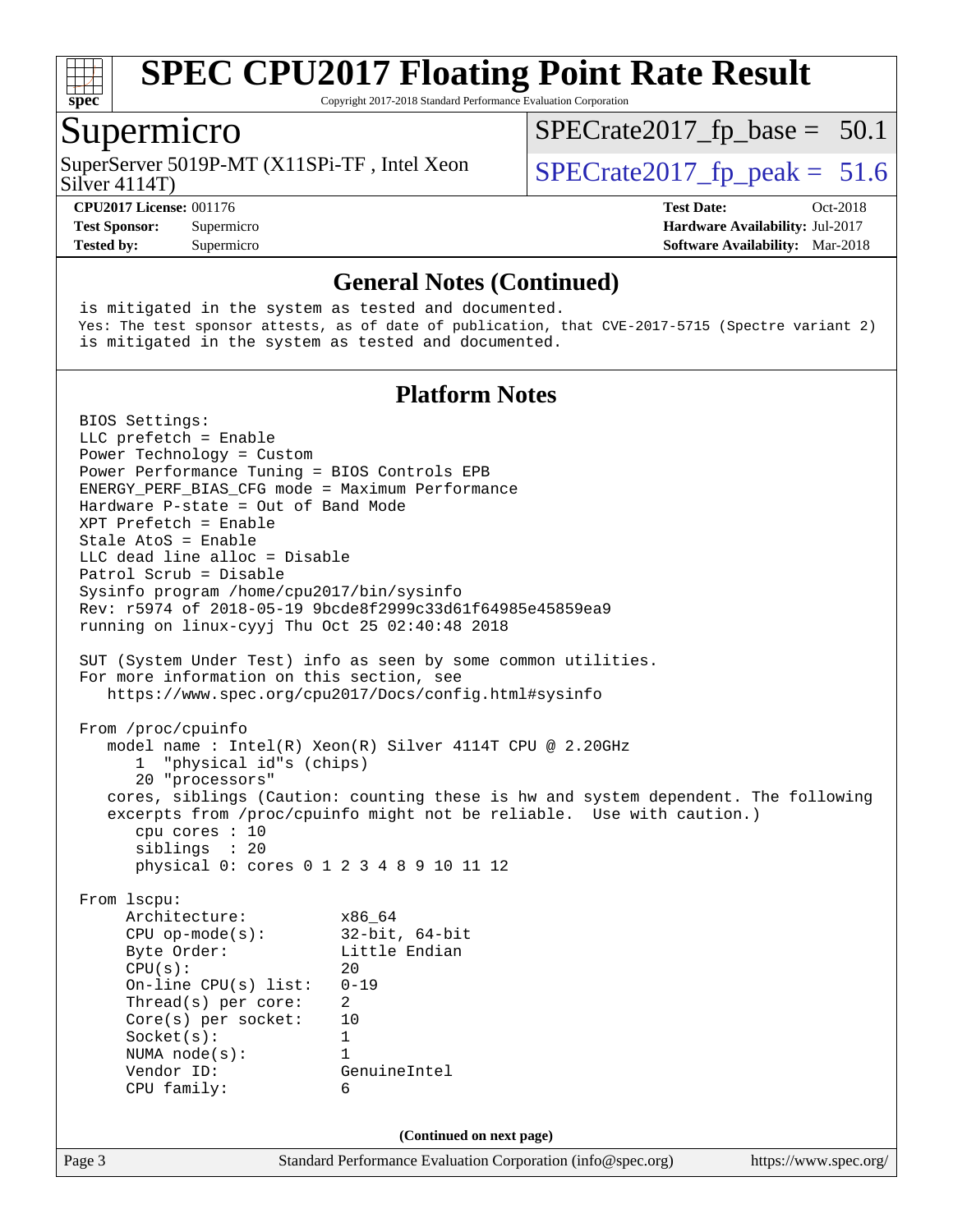## General Notes (Continued)

```
is mitigated in the system as tested and documented.
Yes: The test sponsor attests, as of date of publication, that CVE-2017-5715 (Spectre variant 2)
is mitigated in the system as tested and documented.
```

## Platform Notes

```
BIOS Settings:
LLC prefetch = Enable
Power Technology = Custom
Power Performance Tuning = BIOS Controls EPB
ENERGY_PERF_BIAS_CFG mode = Maximum Performance
Hardware P-state = Out of Band Mode
XPT Prefetch = Enable
Stale AtoS = Enable
LLC dead line alloc = Disable
Patrol Scrub = Disable
Sysinfo program /home/cpu2017/bin/sysinfo
Rev: r5974 of 2018-05-19 9bcde8f2999c33d61f64985e45859ea9
running on linux-cyyj Thu Oct 25 02:40:48 2018

SUT (System Under Test) info as seen by some common utilities.
For more information on this section, see
   https://www.spec.org/cpu2017/Docs/config.html#sysinfo

From /proc/cpuinfo
   model name : Intel(R) Xeon(R) Silver 4114T CPU @ 2.20GHz
      1  "physical id"s (chips)
      20 "processors"
   cores, siblings (Caution: counting these is hw and system dependent. The following
   excerpts from /proc/cpuinfo might not be reliable.  Use with caution.)
      cpu cores : 10
      siblings  : 20
      physical 0: cores 0 1 2 3 4 8 9 10 11 12

From lscpu:
     Architecture:          x86_64
     CPU op-mode(s):        32-bit, 64-bit
     Byte Order:            Little Endian
     CPU(s):                20
     On-line CPU(s) list:   0-19
     Thread(s) per core:    2
     Core(s) per socket:    10
     Socket(s):             1
     NUMA node(s):          1
     Vendor ID:             GenuineIntel
     CPU family:            6
```

(Continued on next page)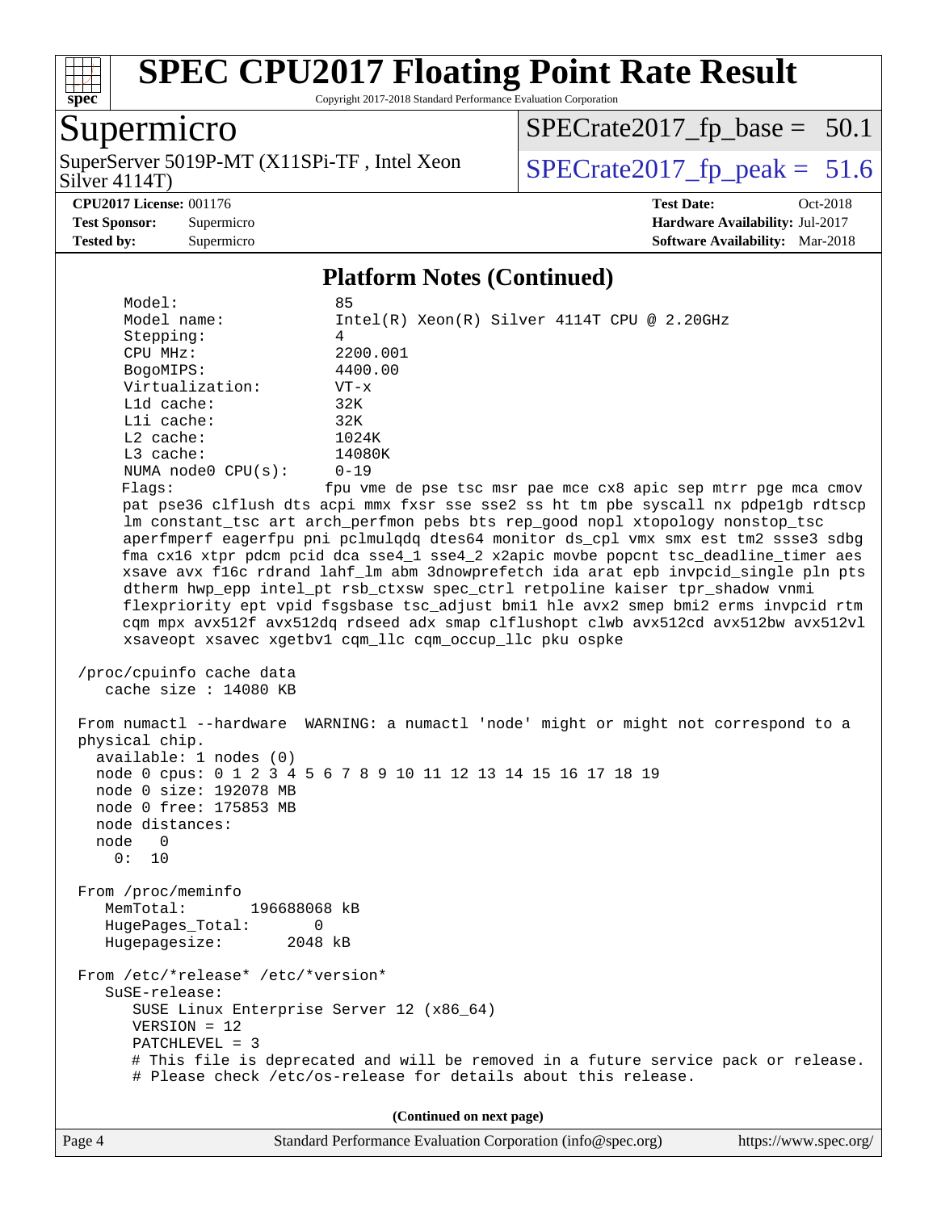# SPEC CPU2017 Floating Point Rate Result

Copyright 2017-2018 Standard Performance Evaluation Corporation

## Supermicro

SuperServer 5019P-MT (X11SPi-TF , Intel Xeon Silver 4114T)

SPECrate2017_fp_base = 50.1

SPECrate2017_fp_peak = 51.6

**CPU2017 License:** 001176
**Test Sponsor:** Supermicro
**Tested by:** Supermicro

**Test Date:** Oct-2018
**Hardware Availability:** Jul-2017
**Software Availability:** Mar-2018

### Platform Notes (Continued)

```
      Model:                 85
      Model name:            Intel(R) Xeon(R) Silver 4114T CPU @ 2.20GHz
      Stepping:              4
      CPU MHz:               2200.001
      BogoMIPS:              4400.00
      Virtualization:        VT-x
      L1d cache:             32K
      L1i cache:             32K
      L2 cache:              1024K
      L3 cache:              14080K
      NUMA node0 CPU(s):     0-19
      Flags:                 fpu vme de pse tsc msr pae mce cx8 apic sep mtrr pge mca cmov
      pat pse36 clflush dts acpi mmx fxsr sse sse2 ss ht tm pbe syscall nx pdpe1gb rdtscp
      lm constant_tsc art arch_perfmon pebs bts rep_good nopl xtopology nonstop_tsc
      aperfmperf eagerfpu pni pclmulqdq dtes64 monitor ds_cpl vmx smx est tm2 ssse3 sdbg
      fma cx16 xtpr pdcm pcid dca sse4_1 sse4_2 x2apic movbe popcnt tsc_deadline_timer aes
      xsave avx f16c rdrand lahf_lm abm 3dnowprefetch ida arat epb invpcid_single pln pts
      dtherm hwp_epp intel_pt rsb_ctxsw spec_ctrl retpoline kaiser tpr_shadow vnmi
      flexpriority ept vpid fsgsbase tsc_adjust bmi1 hle avx2 smep bmi2 erms invpcid rtm
      cqm mpx avx512f avx512dq rdseed adx smap clflushopt clwb avx512cd avx512bw avx512vl
      xsaveopt xsavec xgetbv1 cqm_llc cqm_occup_llc pku ospke

 /proc/cpuinfo cache data
    cache size : 14080 KB

 From numactl --hardware  WARNING: a numactl 'node' might or might not correspond to a
 physical chip.
   available: 1 nodes (0)
   node 0 cpus: 0 1 2 3 4 5 6 7 8 9 10 11 12 13 14 15 16 17 18 19
   node 0 size: 192078 MB
   node 0 free: 175853 MB
   node distances:
   node   0
     0:  10

 From /proc/meminfo
    MemTotal:       196688068 kB
    HugePages_Total:       0
    Hugepagesize:       2048 kB

 From /etc/*release* /etc/*version*
    SuSE-release:
       SUSE Linux Enterprise Server 12 (x86_64)
       VERSION = 12
       PATCHLEVEL = 3
       # This file is deprecated and will be removed in a future service pack or release.
       # Please check /etc/os-release for details about this release.
```

(Continued on next page)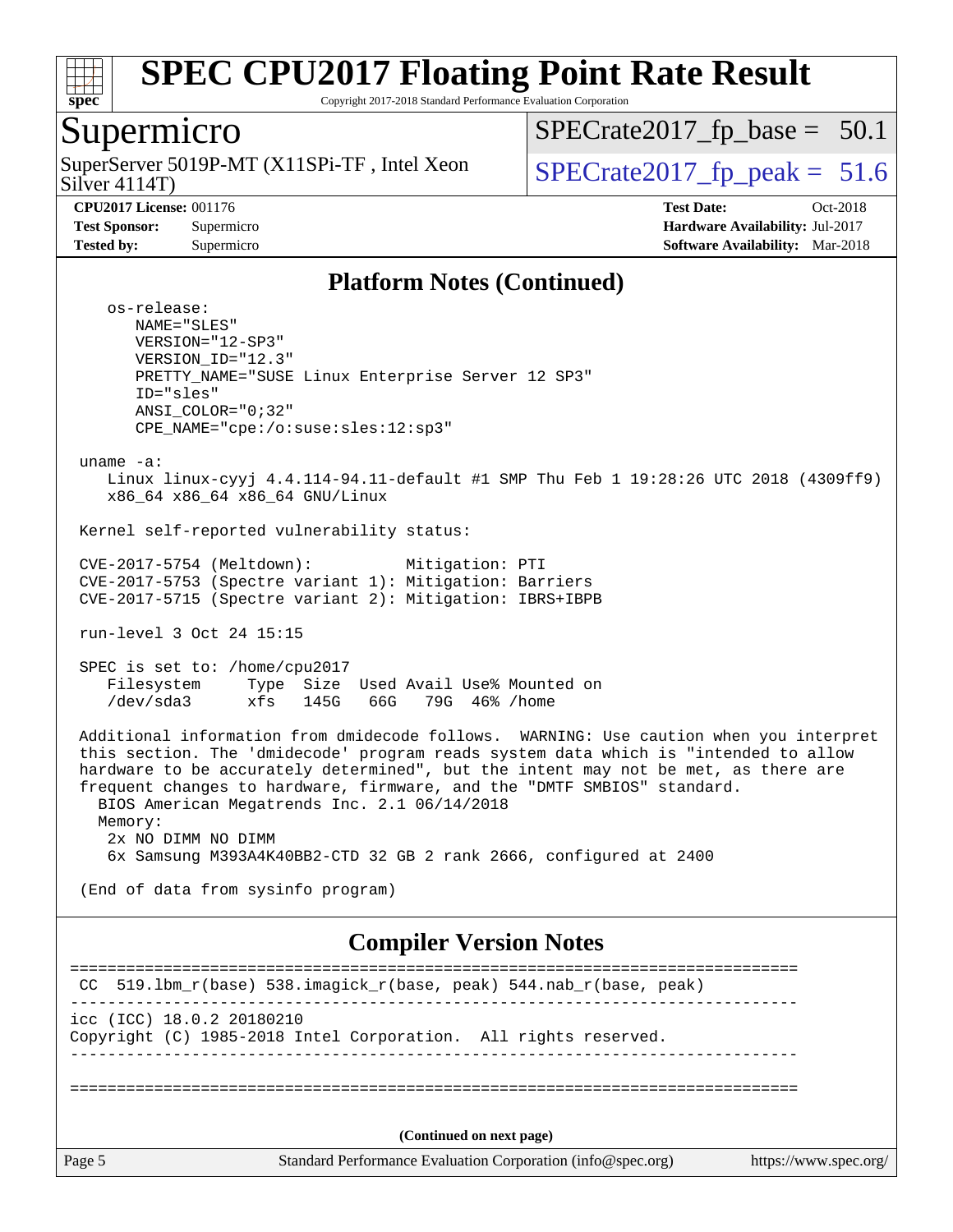## Platform Notes (Continued)

```
    os-release:
       NAME="SLES"
       VERSION="12-SP3"
       VERSION_ID="12.3"
       PRETTY_NAME="SUSE Linux Enterprise Server 12 SP3"
       ID="sles"
       ANSI_COLOR="0;32"
       CPE_NAME="cpe:/o:suse:sles:12:sp3"

 uname -a:
    Linux linux-cyyj 4.4.114-94.11-default #1 SMP Thu Feb 1 19:28:26 UTC 2018 (4309ff9)
    x86_64 x86_64 x86_64 GNU/Linux

 Kernel self-reported vulnerability status:

 CVE-2017-5754 (Meltdown):          Mitigation: PTI
 CVE-2017-5753 (Spectre variant 1): Mitigation: Barriers
 CVE-2017-5715 (Spectre variant 2): Mitigation: IBRS+IBPB

 run-level 3 Oct 24 15:15

 SPEC is set to: /home/cpu2017
    Filesystem     Type  Size  Used Avail Use% Mounted on
    /dev/sda3      xfs   145G   66G   79G  46% /home

 Additional information from dmidecode follows.  WARNING: Use caution when you interpret
 this section. The 'dmidecode' program reads system data which is "intended to allow
 hardware to be accurately determined", but the intent may not be met, as there are
 frequent changes to hardware, firmware, and the "DMTF SMBIOS" standard.
   BIOS American Megatrends Inc. 2.1 06/14/2018
   Memory:
    2x NO DIMM NO DIMM
    6x Samsung M393A4K40BB2-CTD 32 GB 2 rank 2666, configured at 2400

 (End of data from sysinfo program)
```

## Compiler Version Notes

```
==============================================================================
 CC  519.lbm_r(base) 538.imagick_r(base, peak) 544.nab_r(base, peak)
------------------------------------------------------------------------------
icc (ICC) 18.0.2 20180210
Copyright (C) 1985-2018 Intel Corporation.  All rights reserved.
------------------------------------------------------------------------------

==============================================================================
```

(Continued on next page)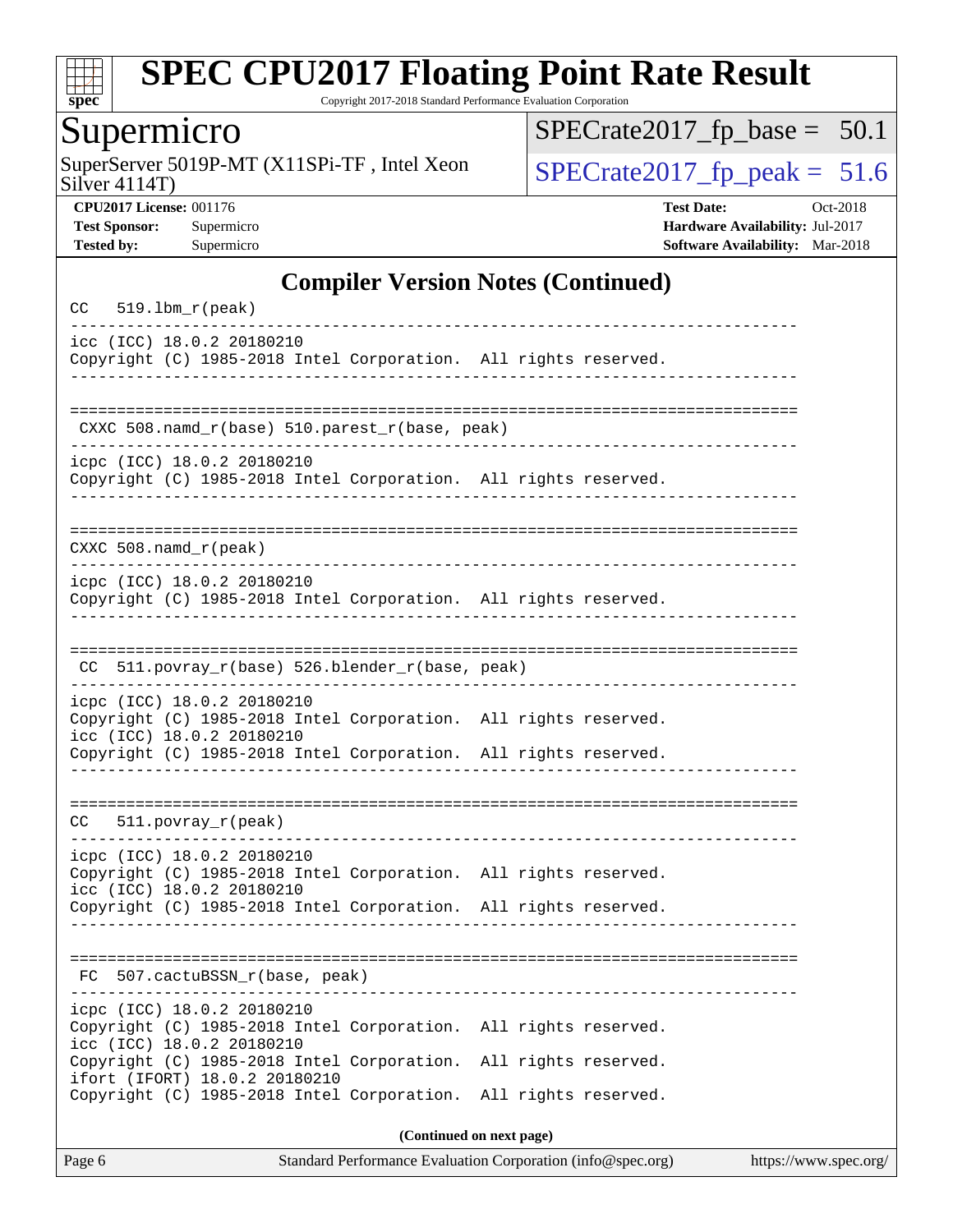# SPEC CPU2017 Floating Point Rate Result

Copyright 2017-2018 Standard Performance Evaluation Corporation

## Supermicro

SuperServer 5019P-MT (X11SPi-TF , Intel Xeon Silver 4114T)

SPECrate2017_fp_base = 50.1

SPECrate2017_fp_peak = 51.6

**CPU2017 License:** 001176
**Test Sponsor:** Supermicro
**Tested by:** Supermicro

**Test Date:** Oct-2018
**Hardware Availability:** Jul-2017
**Software Availability:** Mar-2018

## Compiler Version Notes (Continued)

```
CC  519.lbm_r(peak)
------------------------------------------------------------------------------
icc (ICC) 18.0.2 20180210
Copyright (C) 1985-2018 Intel Corporation.  All rights reserved.
------------------------------------------------------------------------------

==============================================================================
 CXXC 508.namd_r(base) 510.parest_r(base, peak)
------------------------------------------------------------------------------
icpc (ICC) 18.0.2 20180210
Copyright (C) 1985-2018 Intel Corporation.  All rights reserved.
------------------------------------------------------------------------------

==============================================================================
CXXC 508.namd_r(peak)
------------------------------------------------------------------------------
icpc (ICC) 18.0.2 20180210
Copyright (C) 1985-2018 Intel Corporation.  All rights reserved.
------------------------------------------------------------------------------

==============================================================================
 CC  511.povray_r(base) 526.blender_r(base, peak)
------------------------------------------------------------------------------
icpc (ICC) 18.0.2 20180210
Copyright (C) 1985-2018 Intel Corporation.  All rights reserved.
icc (ICC) 18.0.2 20180210
Copyright (C) 1985-2018 Intel Corporation.  All rights reserved.
------------------------------------------------------------------------------

==============================================================================
CC   511.povray_r(peak)
------------------------------------------------------------------------------
icpc (ICC) 18.0.2 20180210
Copyright (C) 1985-2018 Intel Corporation.  All rights reserved.
icc (ICC) 18.0.2 20180210
Copyright (C) 1985-2018 Intel Corporation.  All rights reserved.
------------------------------------------------------------------------------

==============================================================================
 FC  507.cactuBSSN_r(base, peak)
------------------------------------------------------------------------------
icpc (ICC) 18.0.2 20180210
Copyright (C) 1985-2018 Intel Corporation.  All rights reserved.
icc (ICC) 18.0.2 20180210
Copyright (C) 1985-2018 Intel Corporation.  All rights reserved.
ifort (IFORT) 18.0.2 20180210
Copyright (C) 1985-2018 Intel Corporation.  All rights reserved.
```

**(Continued on next page)**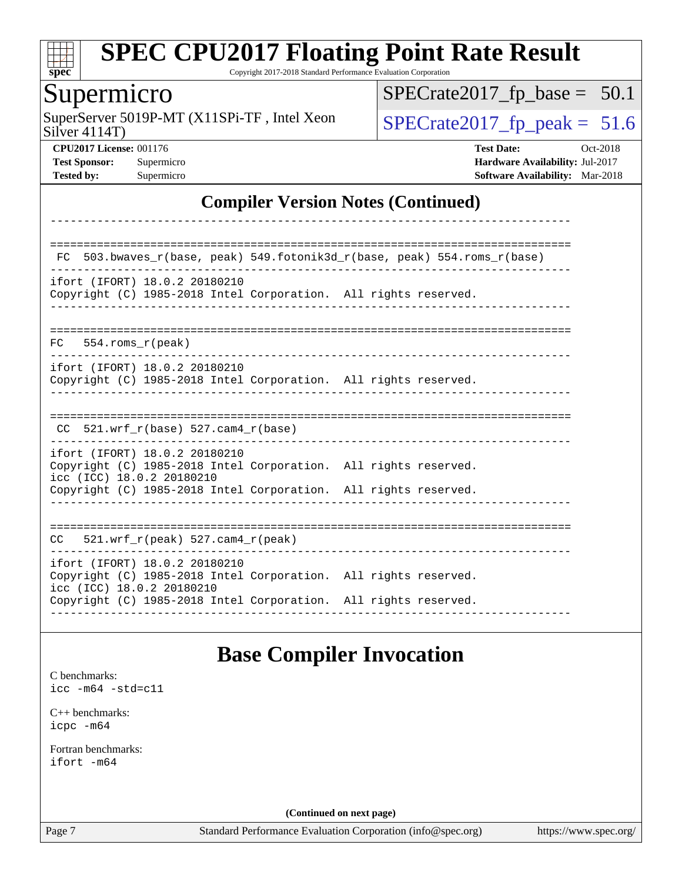## Compiler Version Notes (Continued)

```
------------------------------------------------------------------------------

==============================================================================
 FC  503.bwaves_r(base, peak) 549.fotonik3d_r(base, peak) 554.roms_r(base)
------------------------------------------------------------------------------
ifort (IFORT) 18.0.2 20180210
Copyright (C) 1985-2018 Intel Corporation.  All rights reserved.
------------------------------------------------------------------------------

==============================================================================
FC   554.roms_r(peak)
------------------------------------------------------------------------------
ifort (IFORT) 18.0.2 20180210
Copyright (C) 1985-2018 Intel Corporation.  All rights reserved.
------------------------------------------------------------------------------

==============================================================================
 CC  521.wrf_r(base) 527.cam4_r(base)
------------------------------------------------------------------------------
ifort (IFORT) 18.0.2 20180210
Copyright (C) 1985-2018 Intel Corporation.  All rights reserved.
icc (ICC) 18.0.2 20180210
Copyright (C) 1985-2018 Intel Corporation.  All rights reserved.
------------------------------------------------------------------------------

==============================================================================
CC   521.wrf_r(peak) 527.cam4_r(peak)
------------------------------------------------------------------------------
ifort (IFORT) 18.0.2 20180210
Copyright (C) 1985-2018 Intel Corporation.  All rights reserved.
icc (ICC) 18.0.2 20180210
Copyright (C) 1985-2018 Intel Corporation.  All rights reserved.
------------------------------------------------------------------------------
```

## Base Compiler Invocation

C benchmarks:
icc -m64 -std=c11

C++ benchmarks:
icpc -m64

Fortran benchmarks:
ifort -m64

**(Continued on next page)**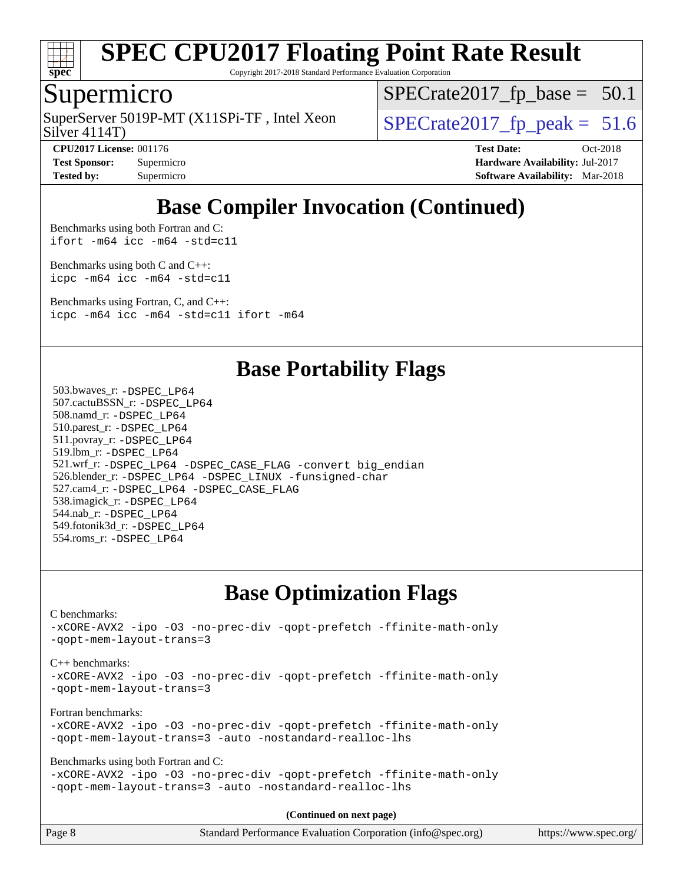# SPEC CPU2017 Floating Point Rate Result

Copyright 2017-2018 Standard Performance Evaluation Corporation

## Supermicro

SuperServer 5019P-MT (X11SPi-TF , Intel Xeon Silver 4114T)

SPECrate2017_fp_base = 50.1

SPECrate2017_fp_peak = 51.6

**CPU2017 License:** 001176
**Test Sponsor:** Supermicro
**Tested by:** Supermicro

**Test Date:** Oct-2018
**Hardware Availability:** Jul-2017
**Software Availability:** Mar-2018

## Base Compiler Invocation (Continued)

Benchmarks using both Fortran and C:
`ifort -m64 icc -m64 -std=c11`

Benchmarks using both C and C++:
`icpc -m64 icc -m64 -std=c11`

Benchmarks using Fortran, C, and C++:
`icpc -m64 icc -m64 -std=c11 ifort -m64`

## Base Portability Flags

503.bwaves_r: `-DSPEC_LP64`
507.cactuBSSN_r: `-DSPEC_LP64`
508.namd_r: `-DSPEC_LP64`
510.parest_r: `-DSPEC_LP64`
511.povray_r: `-DSPEC_LP64`
519.lbm_r: `-DSPEC_LP64`
521.wrf_r: `-DSPEC_LP64 -DSPEC_CASE_FLAG -convert big_endian`
526.blender_r: `-DSPEC_LP64 -DSPEC_LINUX -funsigned-char`
527.cam4_r: `-DSPEC_LP64 -DSPEC_CASE_FLAG`
538.imagick_r: `-DSPEC_LP64`
544.nab_r: `-DSPEC_LP64`
549.fotonik3d_r: `-DSPEC_LP64`
554.roms_r: `-DSPEC_LP64`

## Base Optimization Flags

C benchmarks:
`-xCORE-AVX2 -ipo -O3 -no-prec-div -qopt-prefetch -ffinite-math-only -qopt-mem-layout-trans=3`

C++ benchmarks:
`-xCORE-AVX2 -ipo -O3 -no-prec-div -qopt-prefetch -ffinite-math-only -qopt-mem-layout-trans=3`

Fortran benchmarks:
`-xCORE-AVX2 -ipo -O3 -no-prec-div -qopt-prefetch -ffinite-math-only -qopt-mem-layout-trans=3 -auto -nostandard-realloc-lhs`

Benchmarks using both Fortran and C:
`-xCORE-AVX2 -ipo -O3 -no-prec-div -qopt-prefetch -ffinite-math-only -qopt-mem-layout-trans=3 -auto -nostandard-realloc-lhs`

**(Continued on next page)**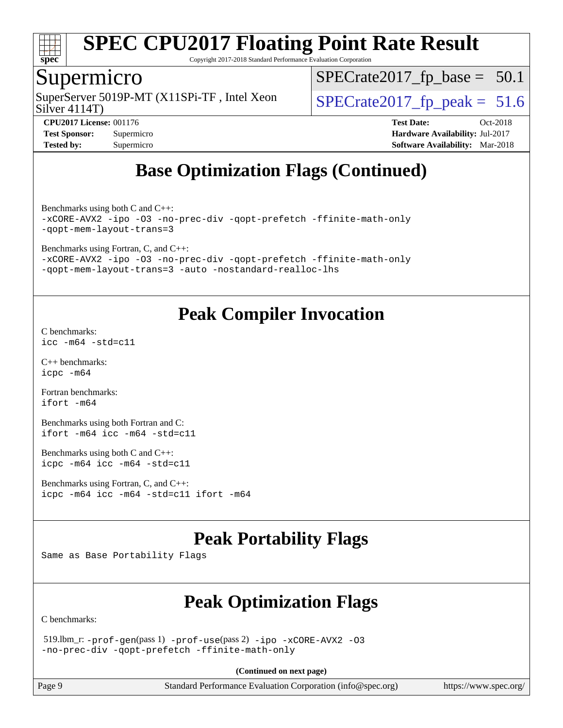# SPEC CPU2017 Floating Point Rate Result

Copyright 2017-2018 Standard Performance Evaluation Corporation

## Supermicro

SuperServer 5019P-MT (X11SPi-TF , Intel Xeon Silver 4114T)

SPECrate2017_fp_base = 50.1

SPECrate2017_fp_peak = 51.6

**CPU2017 License:** 001176
**Test Sponsor:** Supermicro
**Tested by:** Supermicro

**Test Date:** Oct-2018
**Hardware Availability:** Jul-2017
**Software Availability:** Mar-2018

## Base Optimization Flags (Continued)

Benchmarks using both C and C++:

```
-xCORE-AVX2 -ipo -O3 -no-prec-div -qopt-prefetch -ffinite-math-only
-qopt-mem-layout-trans=3
```

Benchmarks using Fortran, C, and C++:

```
-xCORE-AVX2 -ipo -O3 -no-prec-div -qopt-prefetch -ffinite-math-only
-qopt-mem-layout-trans=3 -auto -nostandard-realloc-lhs
```

## Peak Compiler Invocation

C benchmarks:

```
icc -m64 -std=c11
```

C++ benchmarks:

```
icpc -m64
```

Fortran benchmarks:

```
ifort -m64
```

Benchmarks using both Fortran and C:

```
ifort -m64 icc -m64 -std=c11
```

Benchmarks using both C and C++:

```
icpc -m64 icc -m64 -std=c11
```

Benchmarks using Fortran, C, and C++:

```
icpc -m64 icc -m64 -std=c11 ifort -m64
```

## Peak Portability Flags

Same as Base Portability Flags

## Peak Optimization Flags

C benchmarks:

519.lbm_r: -prof-gen(pass 1) -prof-use(pass 2) -ipo -xCORE-AVX2 -O3 -no-prec-div -qopt-prefetch -ffinite-math-only

**(Continued on next page)**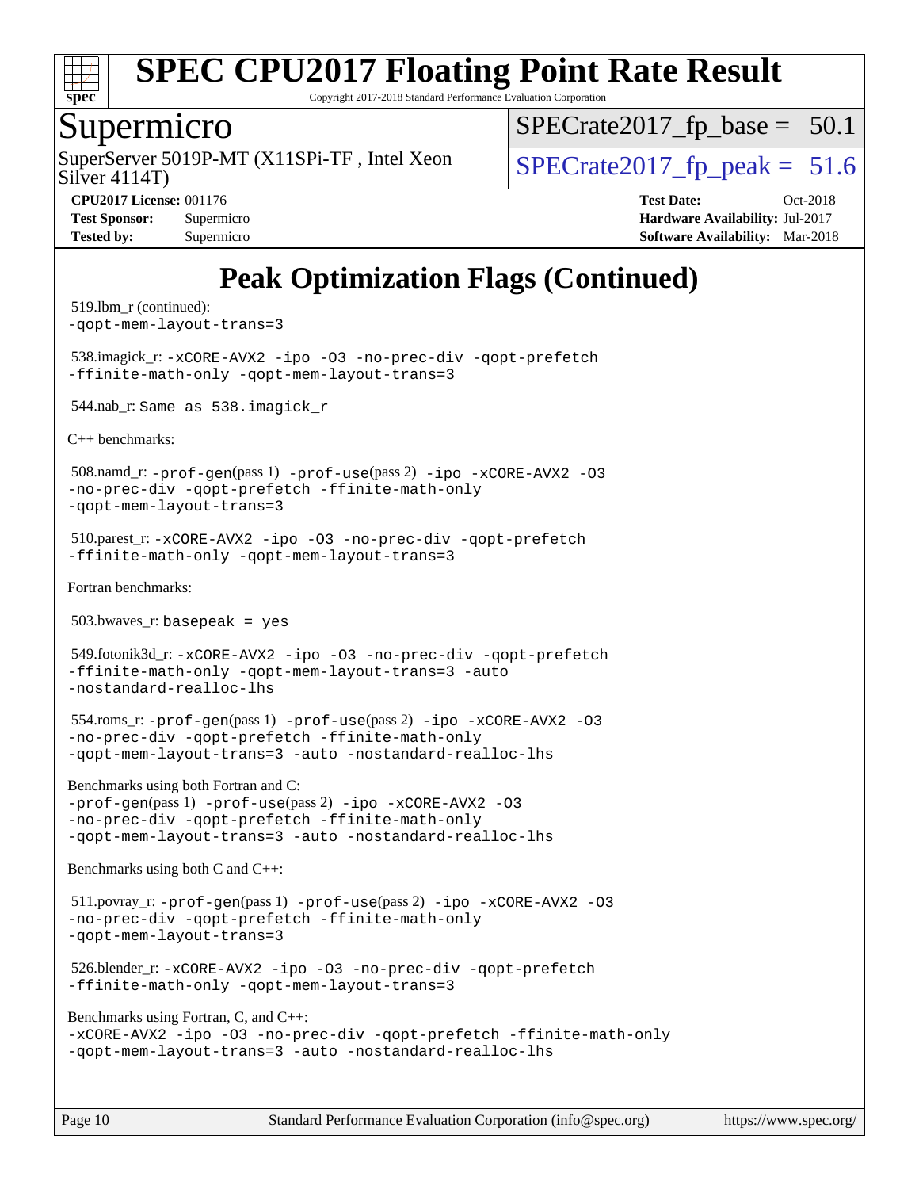# Peak Optimization Flags (Continued)

519.lbm_r (continued):
-qopt-mem-layout-trans=3

538.imagick_r: -xCORE-AVX2 -ipo -O3 -no-prec-div -qopt-prefetch
-ffinite-math-only -qopt-mem-layout-trans=3

544.nab_r: Same as 538.imagick_r

C++ benchmarks:

508.namd_r: -prof-gen(pass 1) -prof-use(pass 2) -ipo -xCORE-AVX2 -O3
-no-prec-div -qopt-prefetch -ffinite-math-only
-qopt-mem-layout-trans=3

510.parest_r: -xCORE-AVX2 -ipo -O3 -no-prec-div -qopt-prefetch
-ffinite-math-only -qopt-mem-layout-trans=3

Fortran benchmarks:

503.bwaves_r: basepeak = yes

549.fotonik3d_r: -xCORE-AVX2 -ipo -O3 -no-prec-div -qopt-prefetch
-ffinite-math-only -qopt-mem-layout-trans=3 -auto
-nostandard-realloc-lhs

554.roms_r: -prof-gen(pass 1) -prof-use(pass 2) -ipo -xCORE-AVX2 -O3
-no-prec-div -qopt-prefetch -ffinite-math-only
-qopt-mem-layout-trans=3 -auto -nostandard-realloc-lhs

Benchmarks using both Fortran and C:
-prof-gen(pass 1) -prof-use(pass 2) -ipo -xCORE-AVX2 -O3
-no-prec-div -qopt-prefetch -ffinite-math-only
-qopt-mem-layout-trans=3 -auto -nostandard-realloc-lhs

Benchmarks using both C and C++:

511.povray_r: -prof-gen(pass 1) -prof-use(pass 2) -ipo -xCORE-AVX2 -O3
-no-prec-div -qopt-prefetch -ffinite-math-only
-qopt-mem-layout-trans=3

526.blender_r: -xCORE-AVX2 -ipo -O3 -no-prec-div -qopt-prefetch
-ffinite-math-only -qopt-mem-layout-trans=3

Benchmarks using Fortran, C, and C++:
-xCORE-AVX2 -ipo -O3 -no-prec-div -qopt-prefetch -ffinite-math-only
-qopt-mem-layout-trans=3 -auto -nostandard-realloc-lhs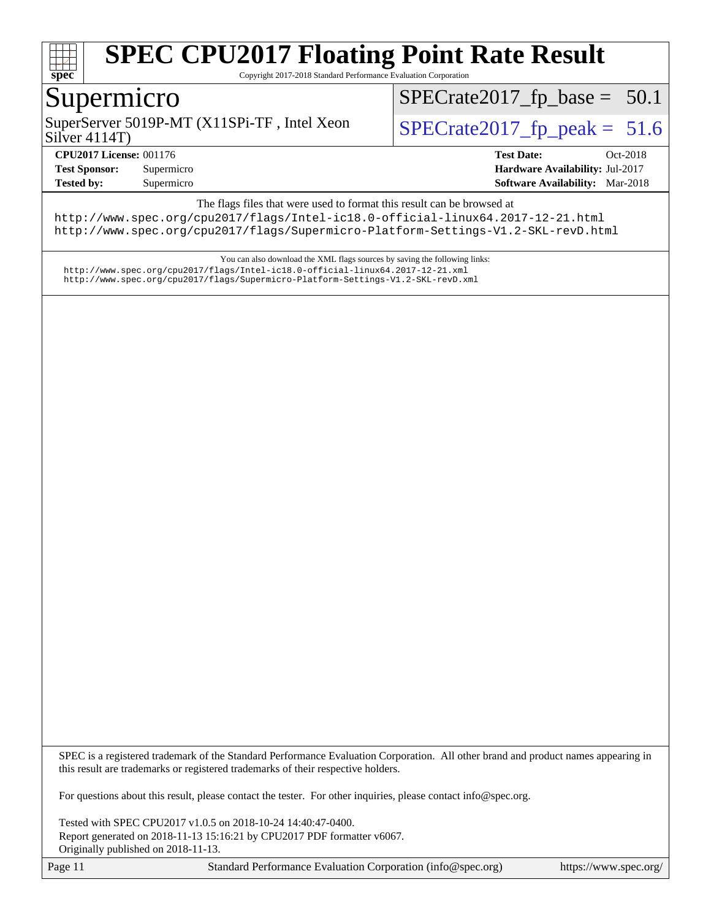The flags files that were used to format this result can be browsed at
http://www.spec.org/cpu2017/flags/Intel-ic18.0-official-linux64.2017-12-21.html
http://www.spec.org/cpu2017/flags/Supermicro-Platform-Settings-V1.2-SKL-revD.html

You can also download the XML flags sources by saving the following links:
http://www.spec.org/cpu2017/flags/Intel-ic18.0-official-linux64.2017-12-21.xml
http://www.spec.org/cpu2017/flags/Supermicro-Platform-Settings-V1.2-SKL-revD.xml

SPEC is a registered trademark of the Standard Performance Evaluation Corporation. All other brand and product names appearing in this result are trademarks or registered trademarks of their respective holders.

For questions about this result, please contact the tester. For other inquiries, please contact info@spec.org.

Tested with SPEC CPU2017 v1.0.5 on 2018-10-24 14:40:47-0400.
Report generated on 2018-11-13 15:16:21 by CPU2017 PDF formatter v6067.
Originally published on 2018-11-13.